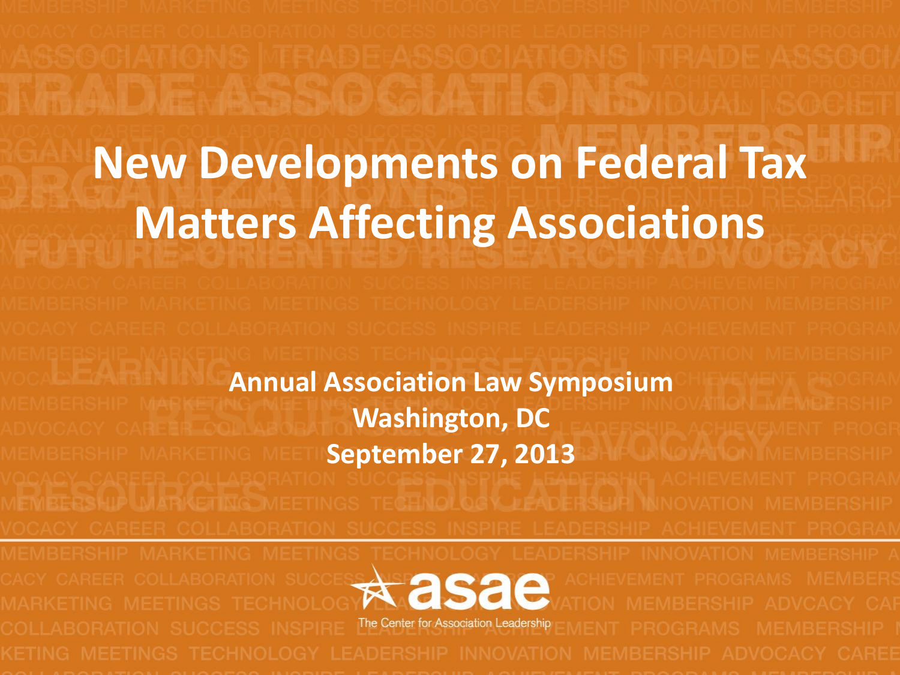# New Developments on Federal Tax Matters Affecting Associations

**Annual Association Law Symposium**
**Washington, DC**
**September 27, 2013**

asae
The Center for Association Leadership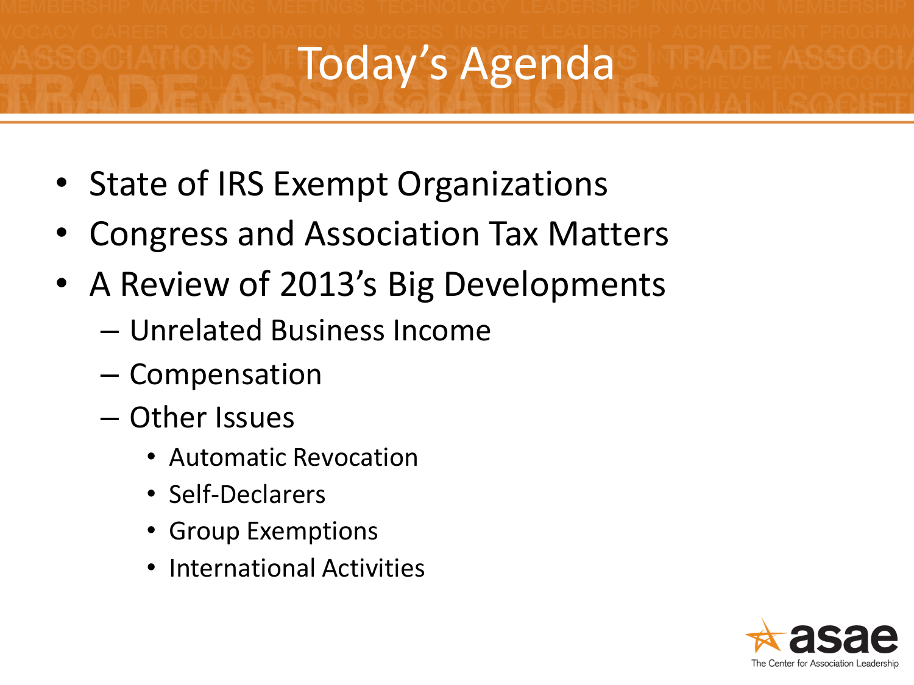# Today's Agenda

- State of IRS Exempt Organizations
- Congress and Association Tax Matters
- A Review of 2013's Big Developments
  - Unrelated Business Income
  - Compensation
  - Other Issues
    - Automatic Revocation
    - Self-Declarers
    - Group Exemptions
    - International Activities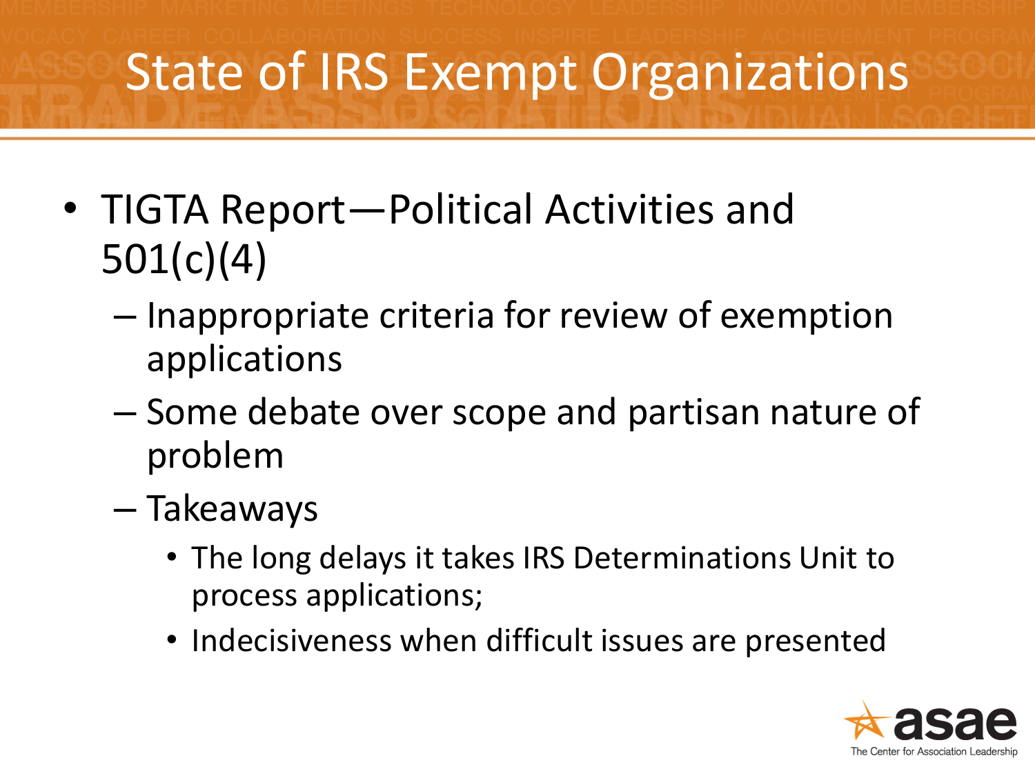# State of IRS Exempt Organizations

- TIGTA Report—Political Activities and 501(c)(4)
  - Inappropriate criteria for review of exemption applications
  - Some debate over scope and partisan nature of problem
  - Takeaways
    - The long delays it takes IRS Determinations Unit to process applications;
    - Indecisiveness when difficult issues are presented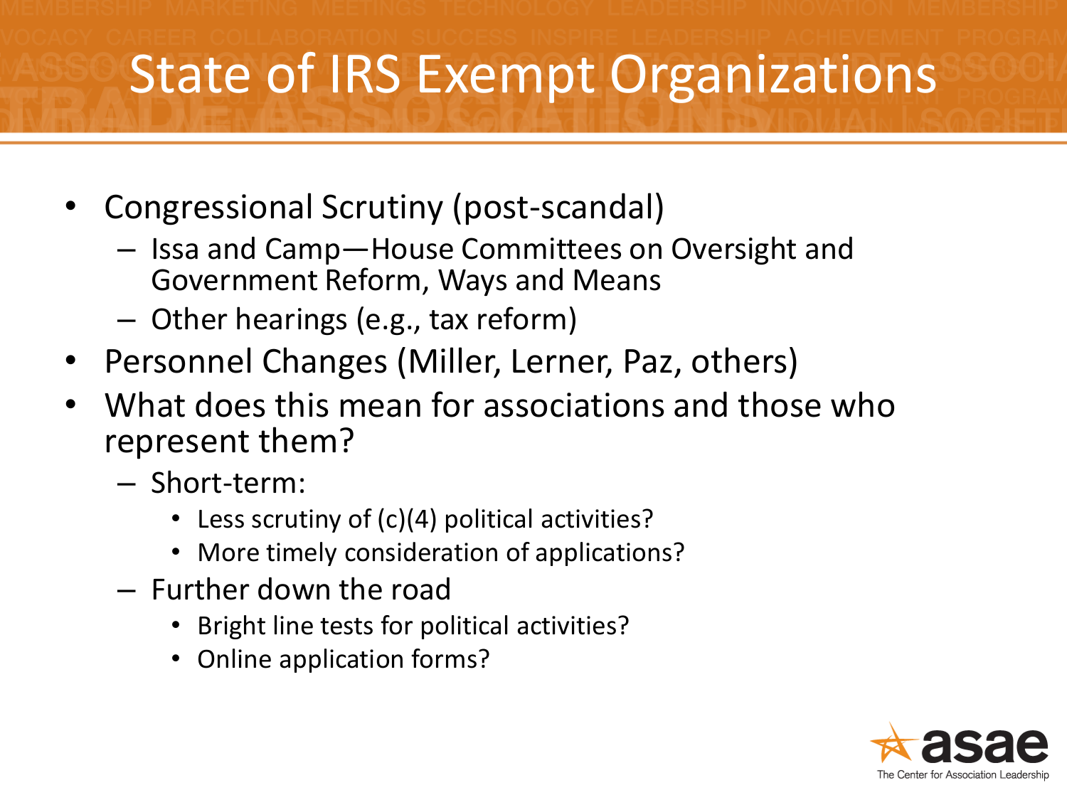# State of IRS Exempt Organizations

- Congressional Scrutiny (post-scandal)
  - Issa and Camp—House Committees on Oversight and Government Reform, Ways and Means
  - Other hearings (e.g., tax reform)
- Personnel Changes (Miller, Lerner, Paz, others)
- What does this mean for associations and those who represent them?
  - Short-term:
    - Less scrutiny of (c)(4) political activities?
    - More timely consideration of applications?
  - Further down the road
    - Bright line tests for political activities?
    - Online application forms?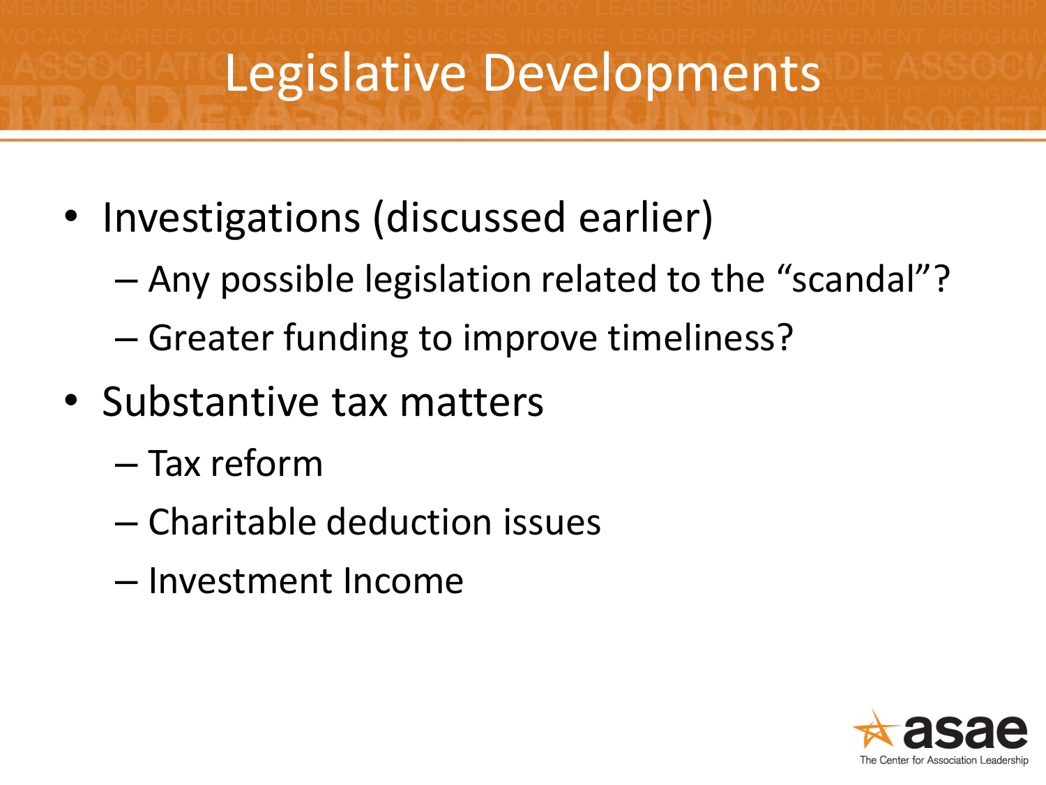# Legislative Developments

- Investigations (discussed earlier)
  - Any possible legislation related to the "scandal"?
  - Greater funding to improve timeliness?
- Substantive tax matters
  - Tax reform
  - Charitable deduction issues
  - Investment Income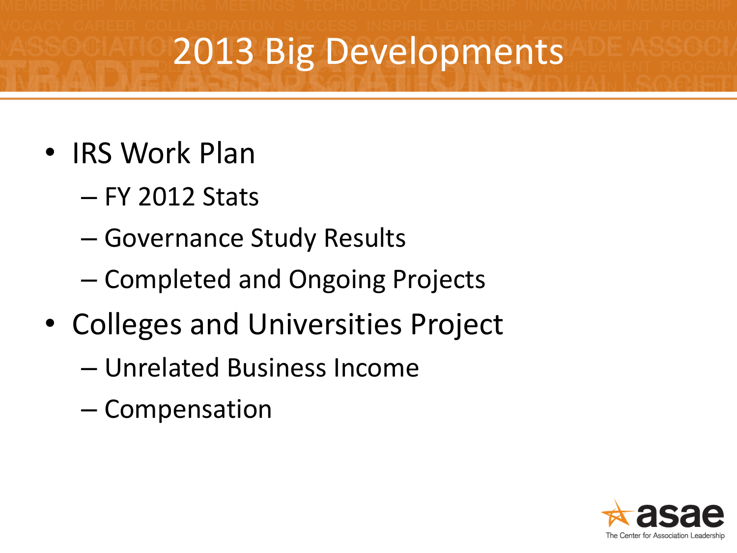# 2013 Big Developments

- IRS Work Plan
  - FY 2012 Stats
  - Governance Study Results
  - Completed and Ongoing Projects
- Colleges and Universities Project
  - Unrelated Business Income
  - Compensation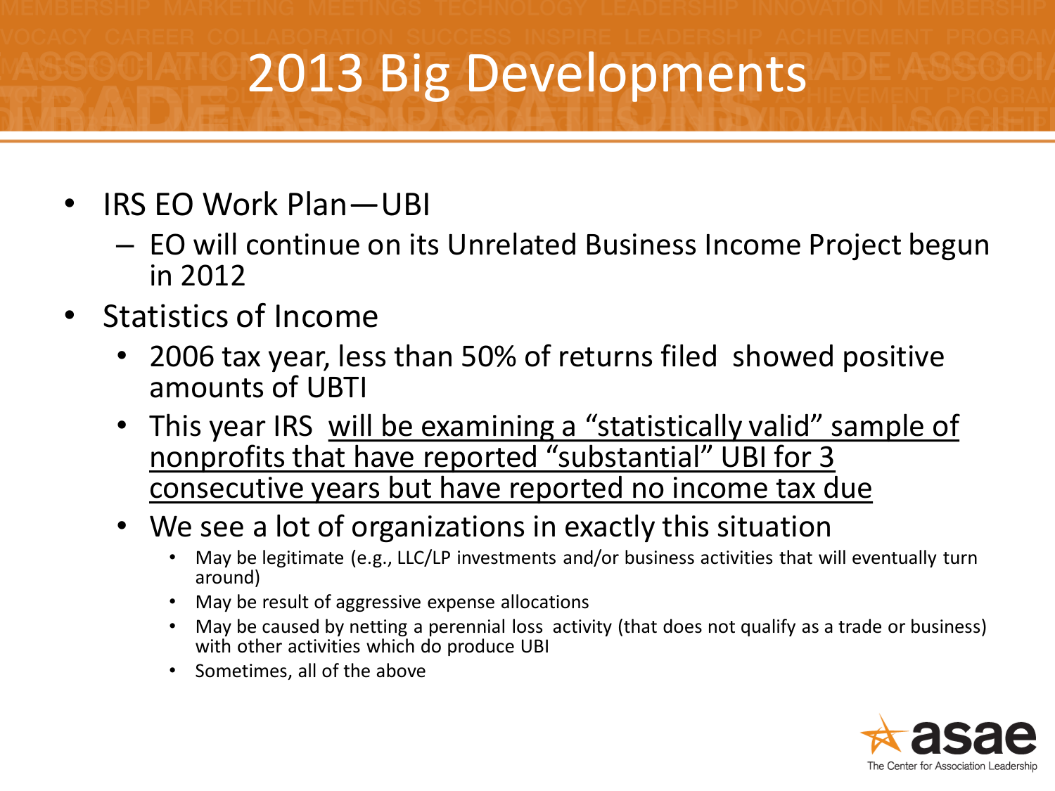# 2013 Big Developments

- IRS EO Work Plan—UBI
  - EO will continue on its Unrelated Business Income Project begun in 2012
- Statistics of Income
  - 2006 tax year, less than 50% of returns filed showed positive amounts of UBTI
  - This year IRS <u>will be examining a "statistically valid" sample of nonprofits that have reported "substantial" UBI for 3 consecutive years but have reported no income tax due</u>
  - We see a lot of organizations in exactly this situation
    - May be legitimate (e.g., LLC/LP investments and/or business activities that will eventually turn around)
    - May be result of aggressive expense allocations
    - May be caused by netting a perennial loss activity (that does not qualify as a trade or business) with other activities which do produce UBI
    - Sometimes, all of the above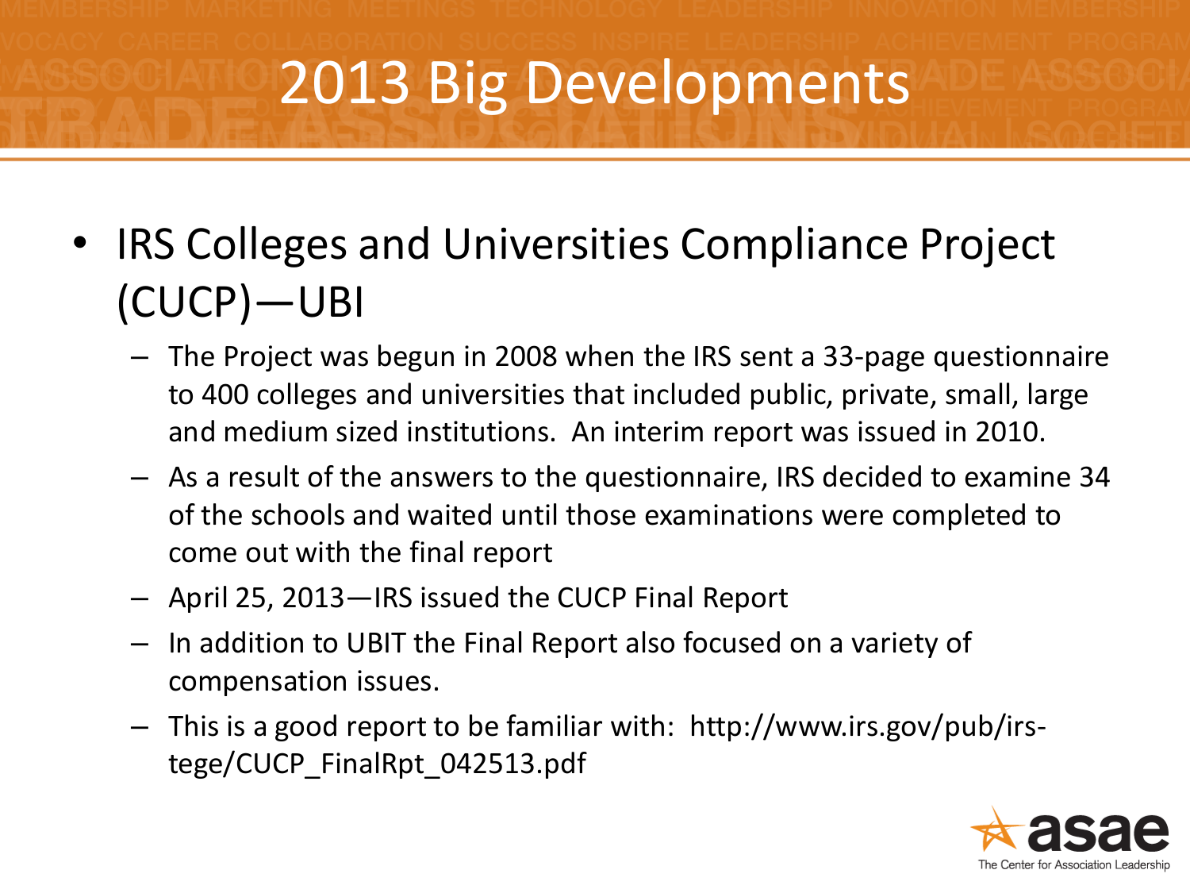# 2013 Big Developments

- IRS Colleges and Universities Compliance Project (CUCP)—UBI
  - The Project was begun in 2008 when the IRS sent a 33-page questionnaire to 400 colleges and universities that included public, private, small, large and medium sized institutions. An interim report was issued in 2010.
  - As a result of the answers to the questionnaire, IRS decided to examine 34 of the schools and waited until those examinations were completed to come out with the final report
  - April 25, 2013—IRS issued the CUCP Final Report
  - In addition to UBIT the Final Report also focused on a variety of compensation issues.
  - This is a good report to be familiar with: http://www.irs.gov/pub/irs-tege/CUCP_FinalRpt_042513.pdf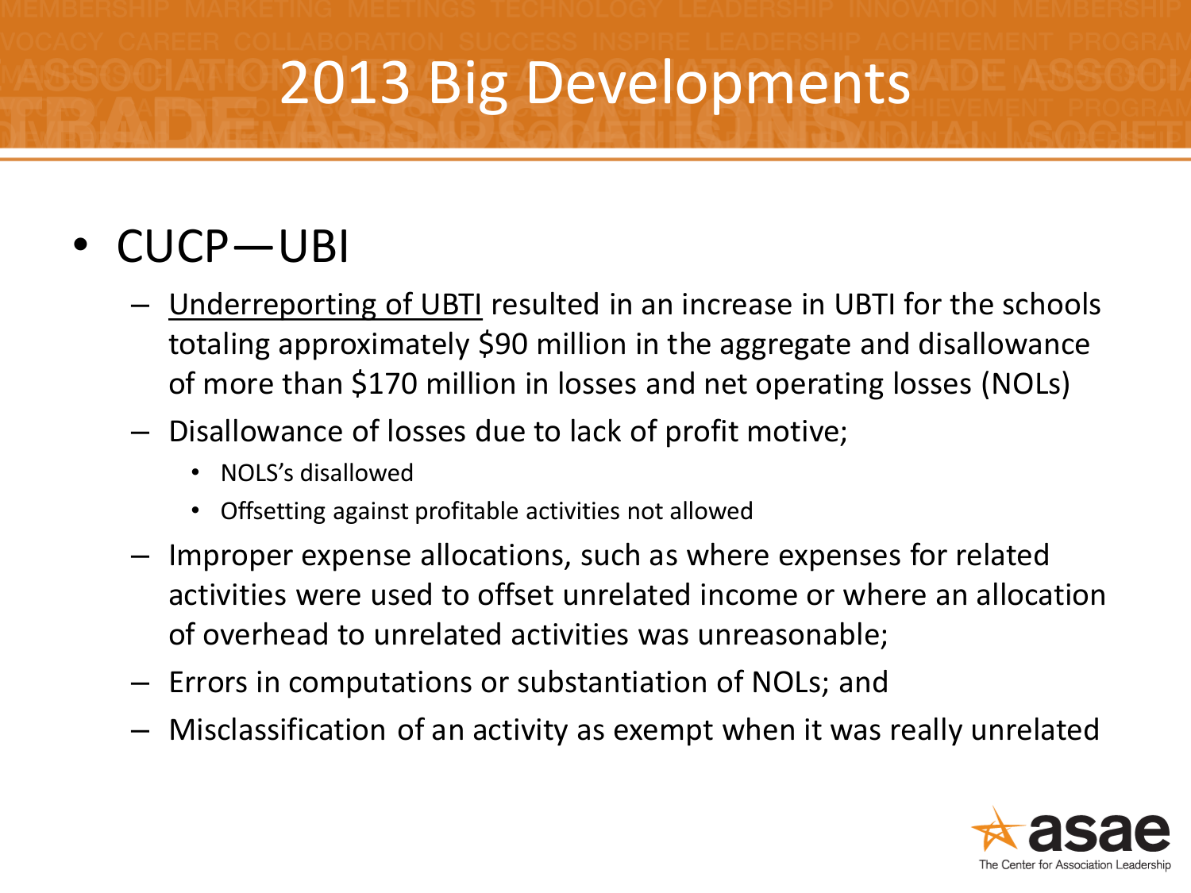# 2013 Big Developments

- CUCP—UBI
  - Underreporting of UBTI resulted in an increase in UBTI for the schools totaling approximately $90 million in the aggregate and disallowance of more than $170 million in losses and net operating losses (NOLs)
  - Disallowance of losses due to lack of profit motive;
    - NOLS's disallowed
    - Offsetting against profitable activities not allowed
  - Improper expense allocations, such as where expenses for related activities were used to offset unrelated income or where an allocation of overhead to unrelated activities was unreasonable;
  - Errors in computations or substantiation of NOLs; and
  - Misclassification of an activity as exempt when it was really unrelated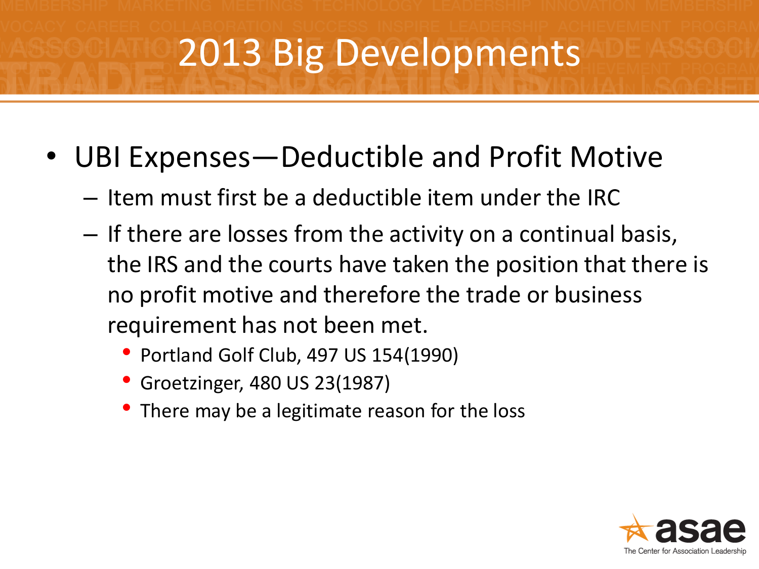# 2013 Big Developments

- UBI Expenses—Deductible and Profit Motive
  - Item must first be a deductible item under the IRC
  - If there are losses from the activity on a continual basis, the IRS and the courts have taken the position that there is no profit motive and therefore the trade or business requirement has not been met.
    - Portland Golf Club, 497 US 154(1990)
    - Groetzinger, 480 US 23(1987)
    - There may be a legitimate reason for the loss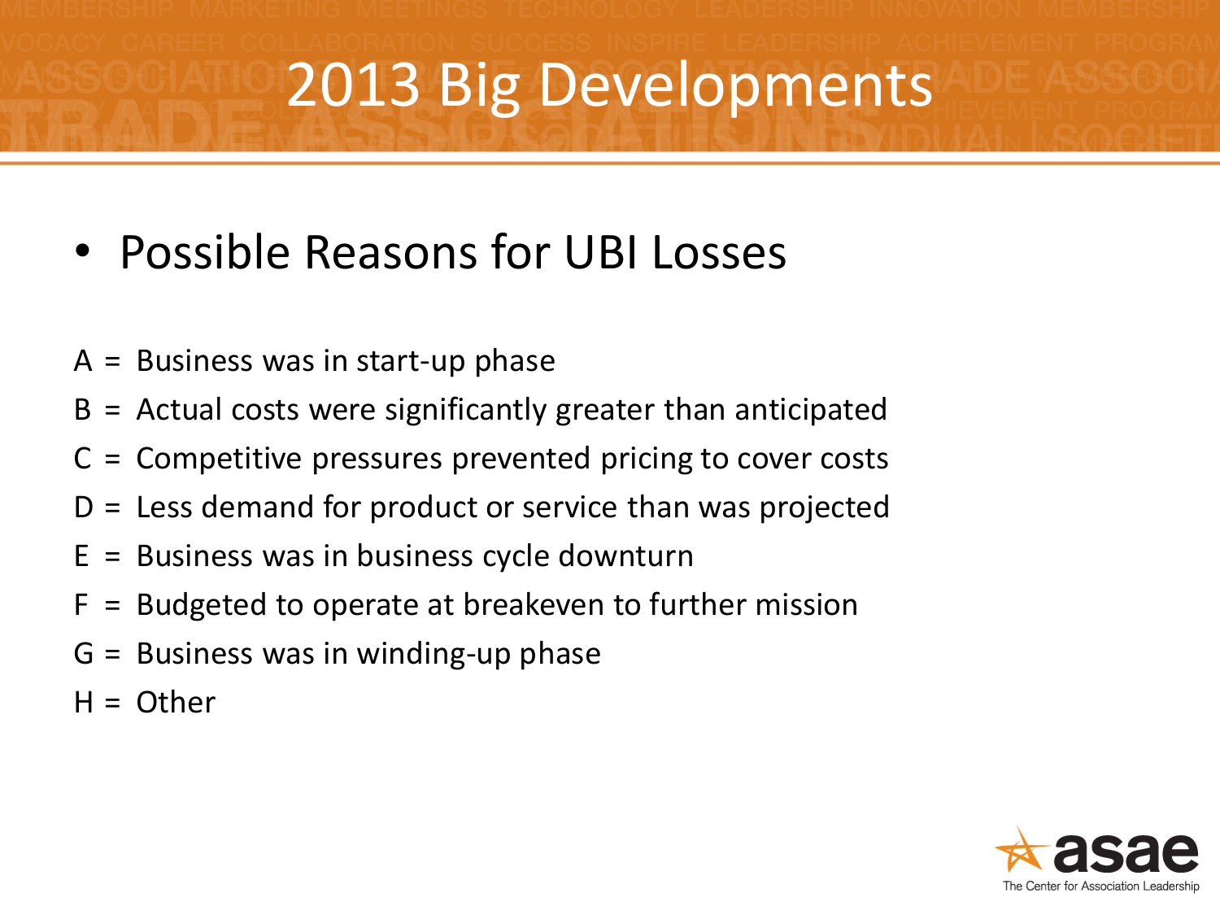# 2013 Big Developments

- Possible Reasons for UBI Losses

A = Business was in start-up phase

B = Actual costs were significantly greater than anticipated

C = Competitive pressures prevented pricing to cover costs

D = Less demand for product or service than was projected

E = Business was in business cycle downturn

F = Budgeted to operate at breakeven to further mission

G = Business was in winding-up phase

H = Other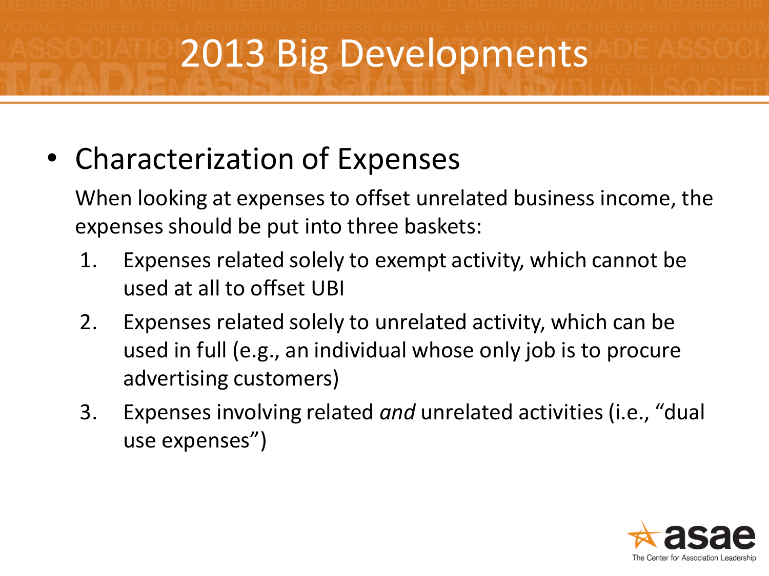# 2013 Big Developments

- Characterization of Expenses

  When looking at expenses to offset unrelated business income, the expenses should be put into three baskets:

  1. Expenses related solely to exempt activity, which cannot be used at all to offset UBI
  2. Expenses related solely to unrelated activity, which can be used in full (e.g., an individual whose only job is to procure advertising customers)
  3. Expenses involving related *and* unrelated activities (i.e., "dual use expenses")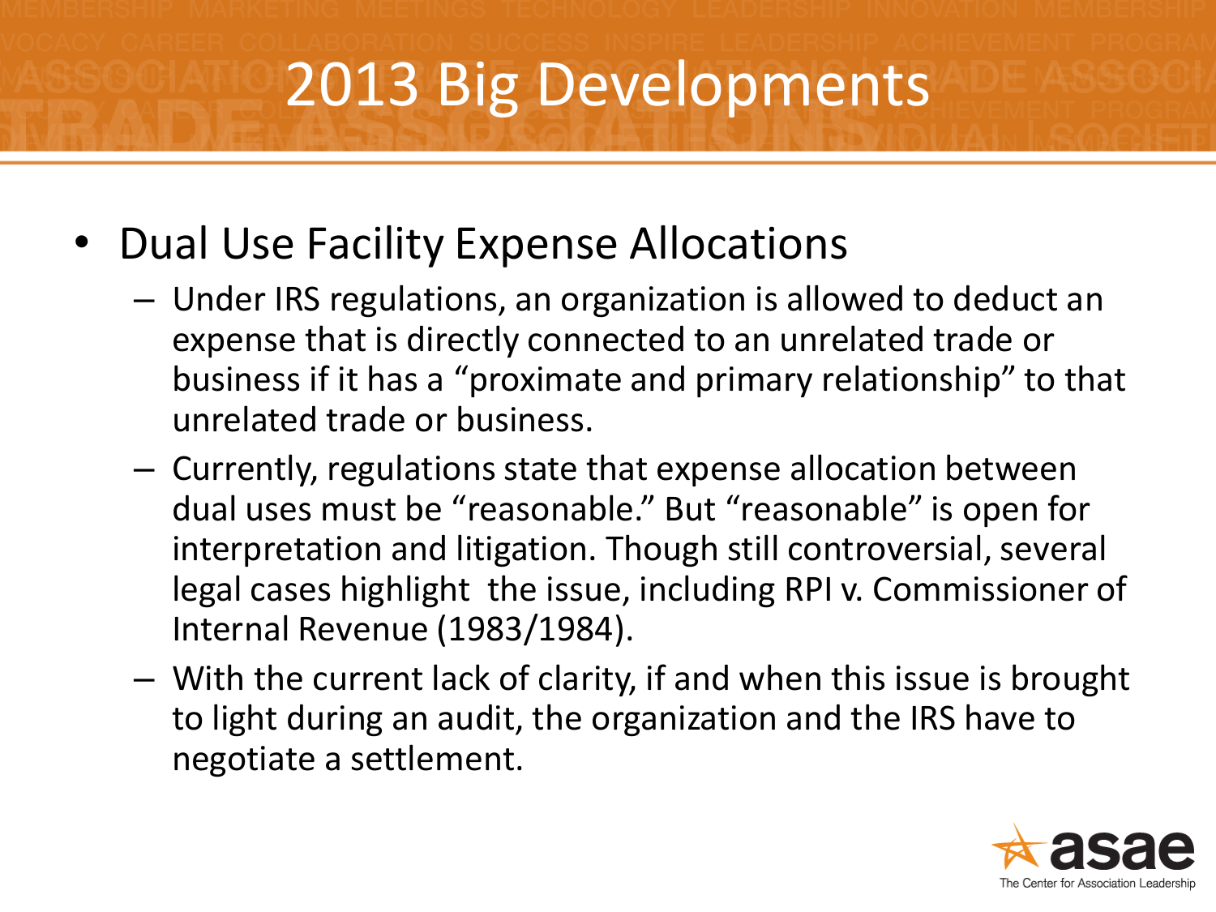# 2013 Big Developments

- Dual Use Facility Expense Allocations
  - Under IRS regulations, an organization is allowed to deduct an expense that is directly connected to an unrelated trade or business if it has a “proximate and primary relationship” to that unrelated trade or business.
  - Currently, regulations state that expense allocation between dual uses must be “reasonable.” But “reasonable” is open for interpretation and litigation. Though still controversial, several legal cases highlight the issue, including RPI v. Commissioner of Internal Revenue (1983/1984).
  - With the current lack of clarity, if and when this issue is brought to light during an audit, the organization and the IRS have to negotiate a settlement.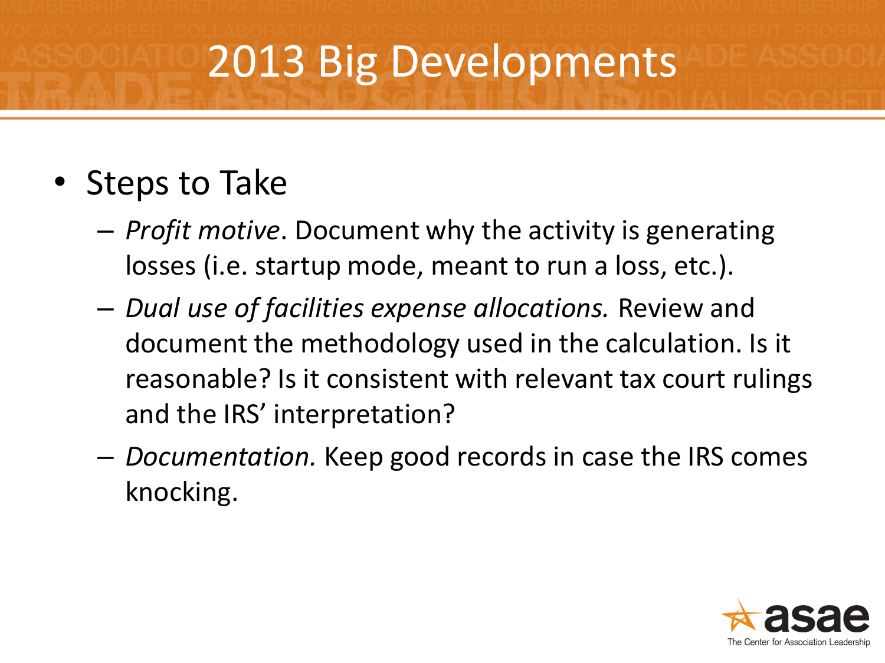# 2013 Big Developments

- Steps to Take
  - *Profit motive*. Document why the activity is generating losses (i.e. startup mode, meant to run a loss, etc.).
  - *Dual use of facilities expense allocations.* Review and document the methodology used in the calculation. Is it reasonable? Is it consistent with relevant tax court rulings and the IRS' interpretation?
  - *Documentation.* Keep good records in case the IRS comes knocking.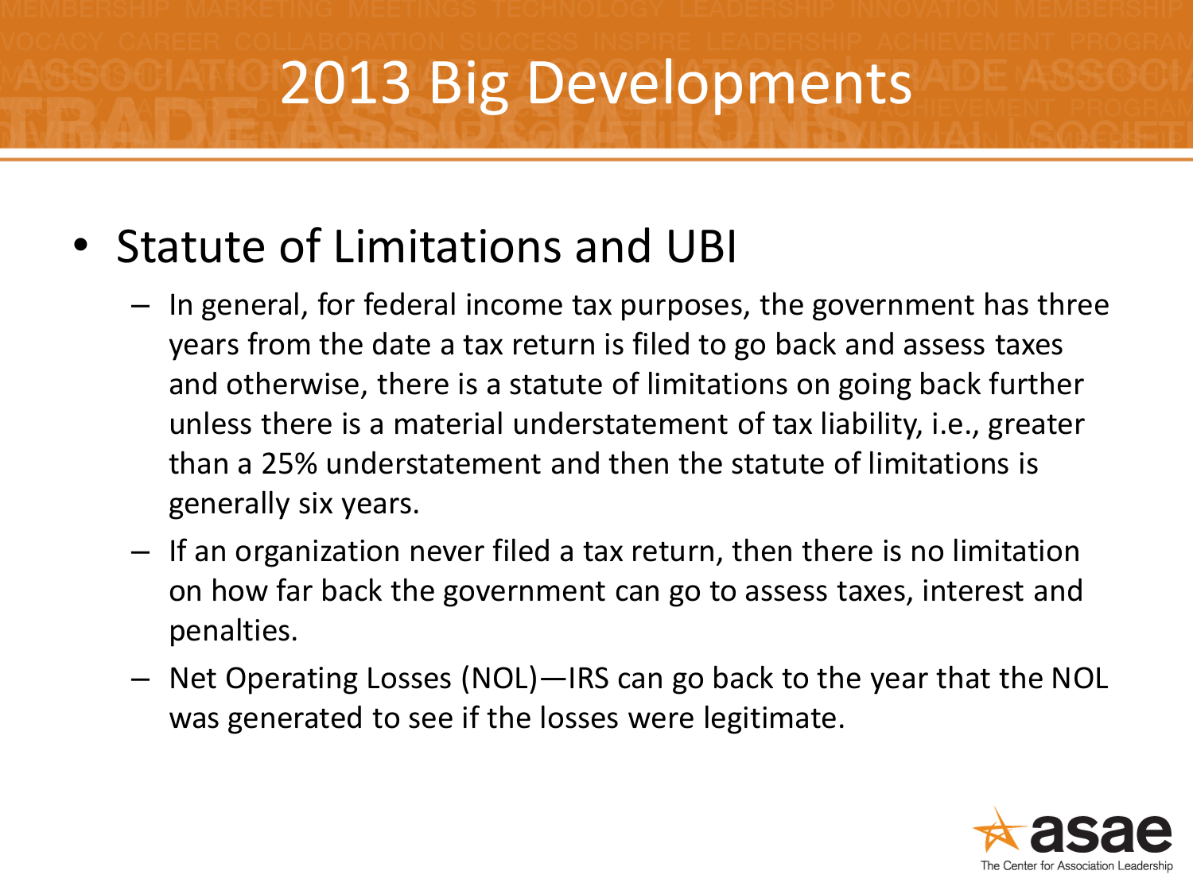# 2013 Big Developments

- Statute of Limitations and UBI
  - In general, for federal income tax purposes, the government has three years from the date a tax return is filed to go back and assess taxes and otherwise, there is a statute of limitations on going back further unless there is a material understatement of tax liability, i.e., greater than a 25% understatement and then the statute of limitations is generally six years.
  - If an organization never filed a tax return, then there is no limitation on how far back the government can go to assess taxes, interest and penalties.
  - Net Operating Losses (NOL)—IRS can go back to the year that the NOL was generated to see if the losses were legitimate.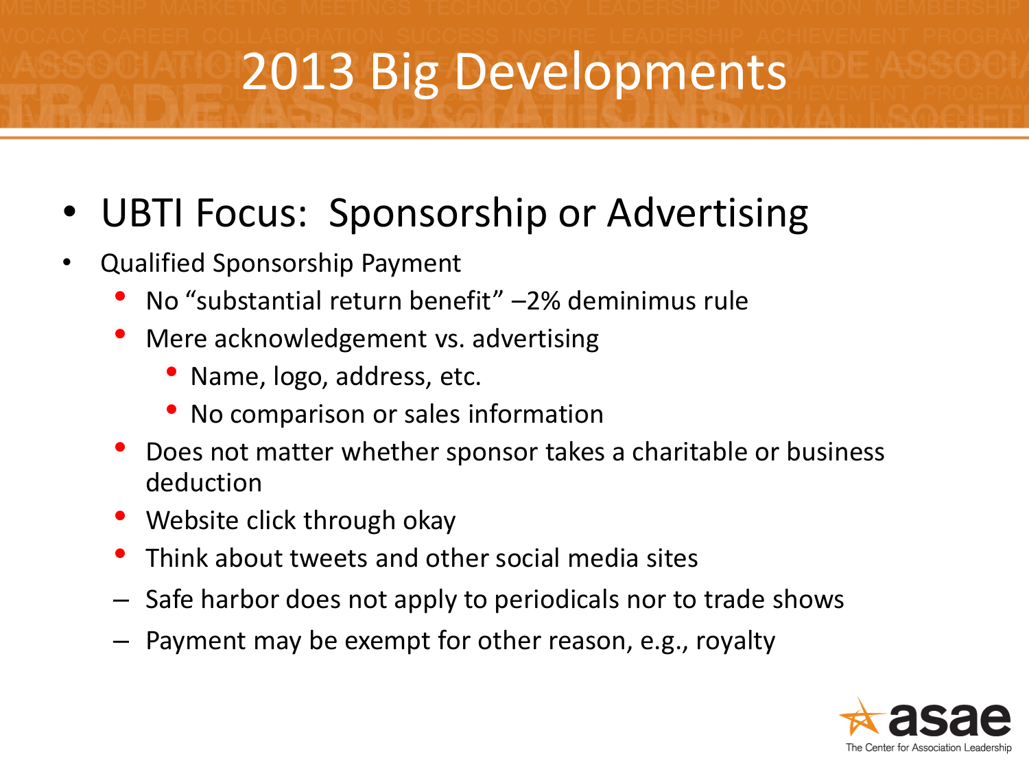# 2013 Big Developments

- UBTI Focus: Sponsorship or Advertising
- Qualified Sponsorship Payment
  - No “substantial return benefit” –2% deminimus rule
  - Mere acknowledgement vs. advertising
    - Name, logo, address, etc.
    - No comparison or sales information
  - Does not matter whether sponsor takes a charitable or business deduction
  - Website click through okay
  - Think about tweets and other social media sites
  - Safe harbor does not apply to periodicals nor to trade shows
  - Payment may be exempt for other reason, e.g., royalty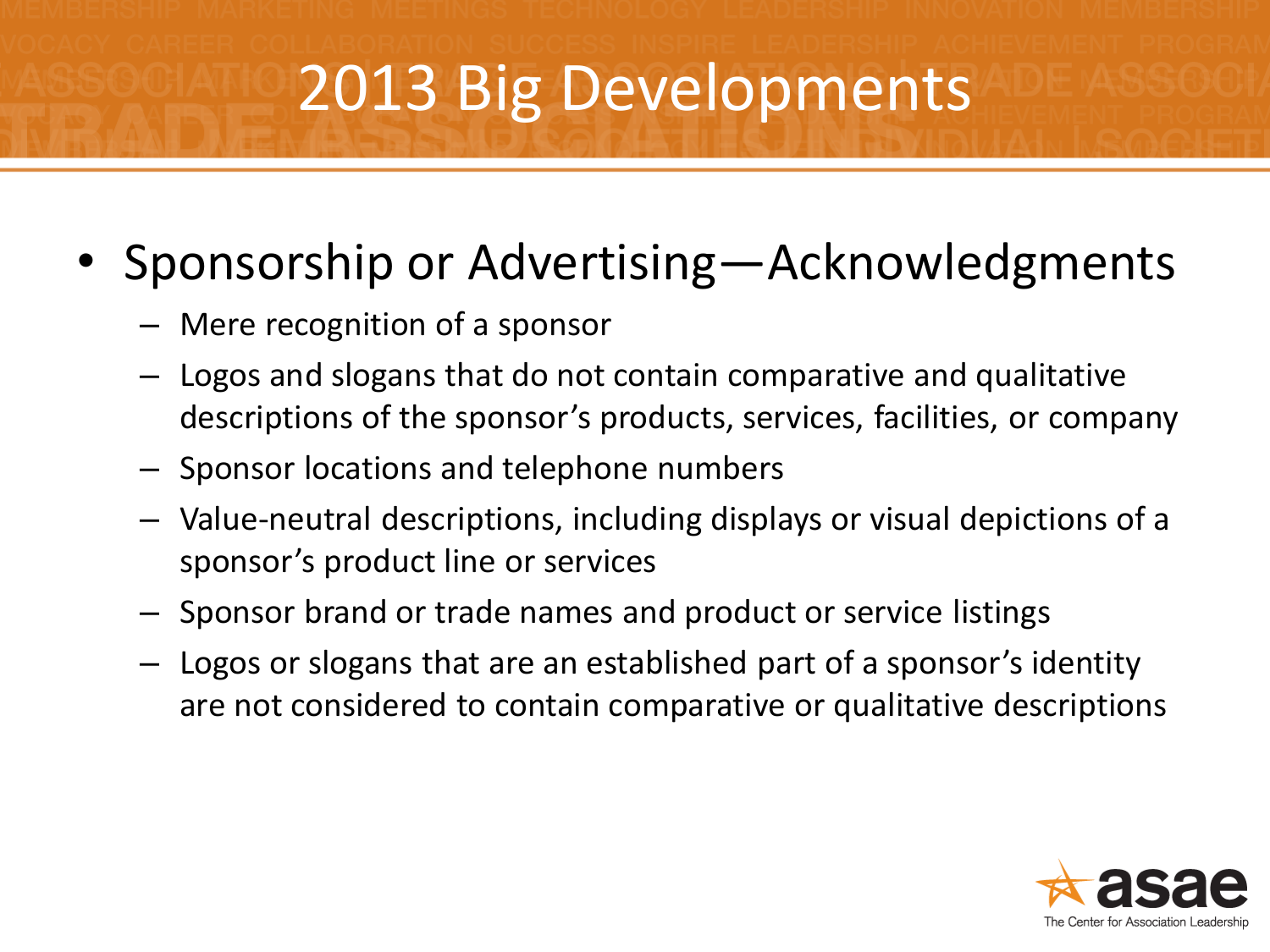# 2013 Big Developments

- Sponsorship or Advertising—Acknowledgments
  - Mere recognition of a sponsor
  - Logos and slogans that do not contain comparative and qualitative descriptions of the sponsor's products, services, facilities, or company
  - Sponsor locations and telephone numbers
  - Value-neutral descriptions, including displays or visual depictions of a sponsor's product line or services
  - Sponsor brand or trade names and product or service listings
  - Logos or slogans that are an established part of a sponsor's identity are not considered to contain comparative or qualitative descriptions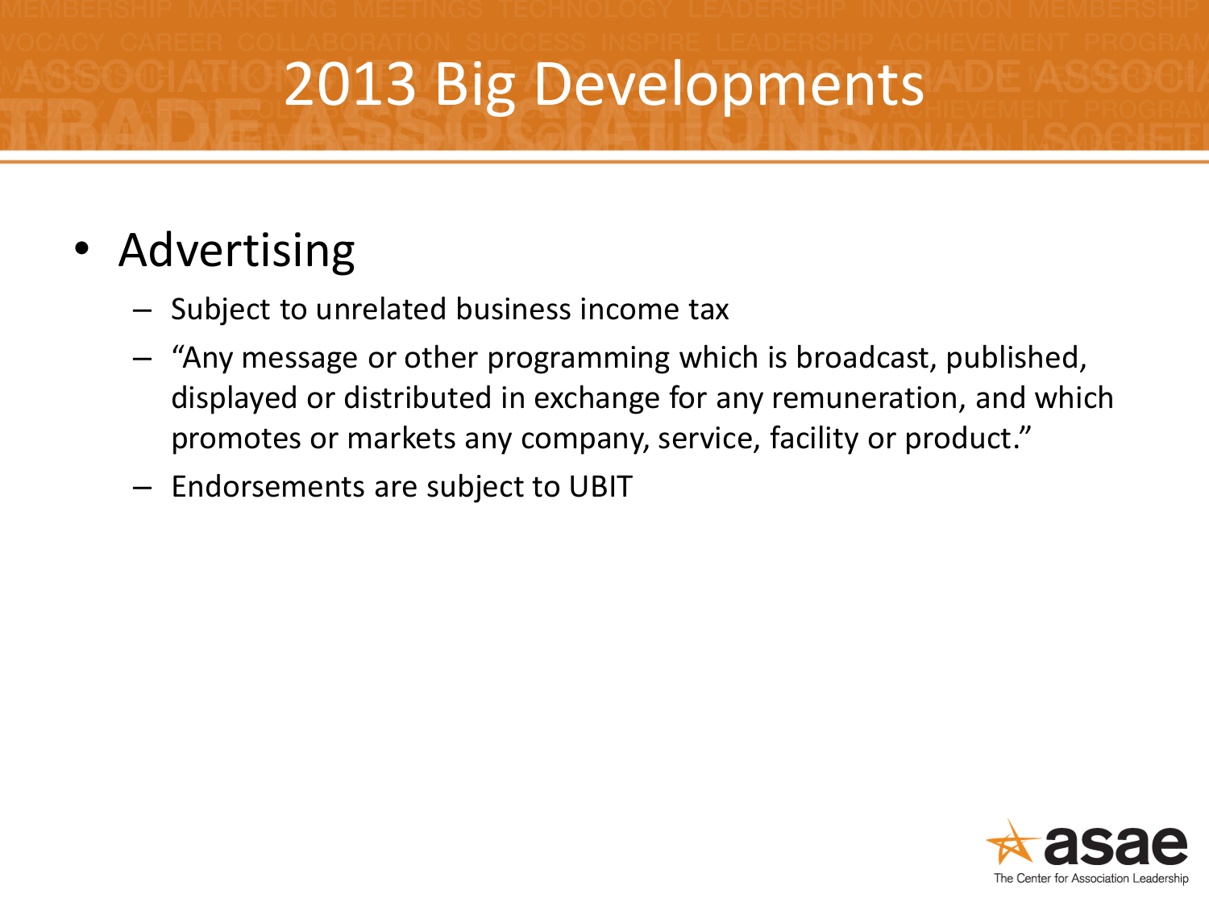# 2013 Big Developments

- Advertising
  - Subject to unrelated business income tax
  - "Any message or other programming which is broadcast, published, displayed or distributed in exchange for any remuneration, and which promotes or markets any company, service, facility or product."
  - Endorsements are subject to UBIT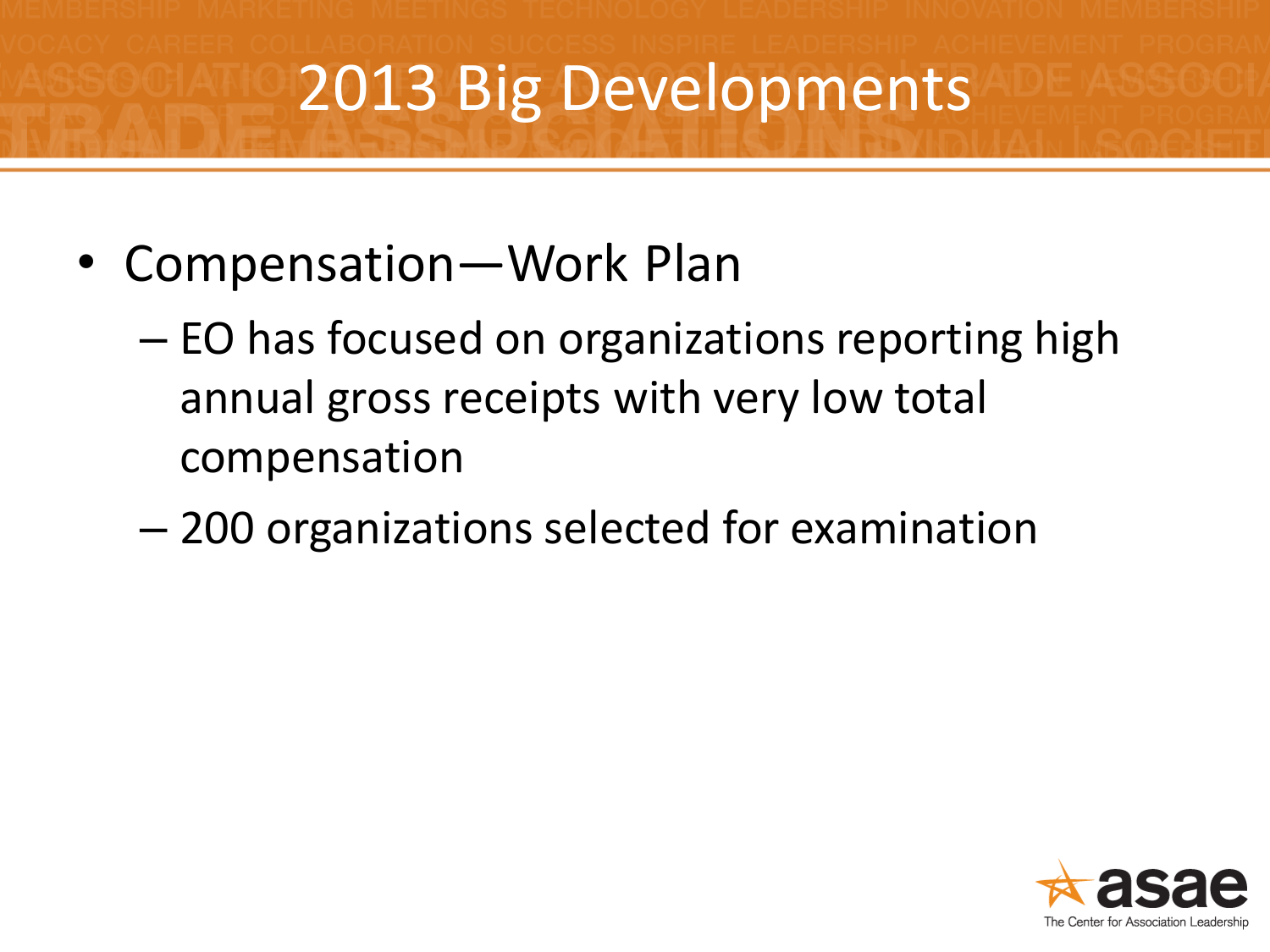# 2013 Big Developments

- Compensation—Work Plan
  - EO has focused on organizations reporting high annual gross receipts with very low total compensation
  - 200 organizations selected for examination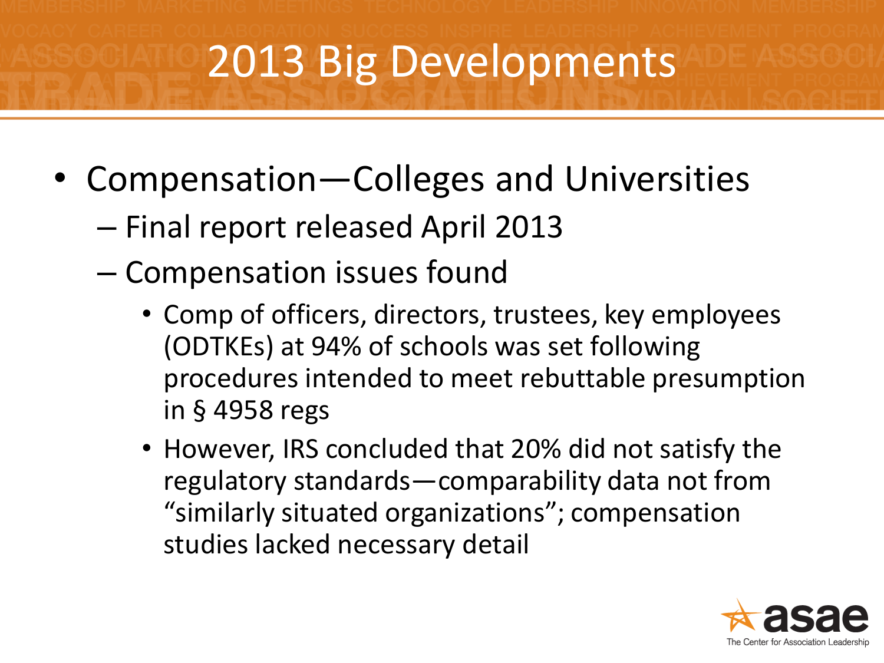# 2013 Big Developments

- Compensation—Colleges and Universities
  - Final report released April 2013
  - Compensation issues found
    - Comp of officers, directors, trustees, key employees (ODTKEs) at 94% of schools was set following procedures intended to meet rebuttable presumption in § 4958 regs
    - However, IRS concluded that 20% did not satisfy the regulatory standards—comparability data not from "similarly situated organizations"; compensation studies lacked necessary detail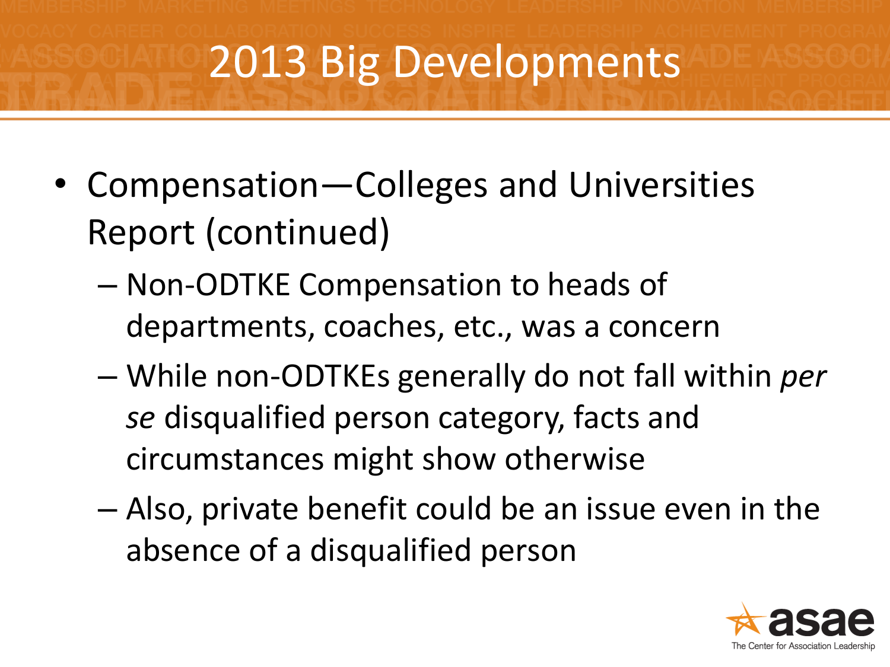# 2013 Big Developments

- Compensation—Colleges and Universities Report (continued)
  - Non-ODTKE Compensation to heads of departments, coaches, etc., was a concern
  - While non-ODTKEs generally do not fall within *per se* disqualified person category, facts and circumstances might show otherwise
  - Also, private benefit could be an issue even in the absence of a disqualified person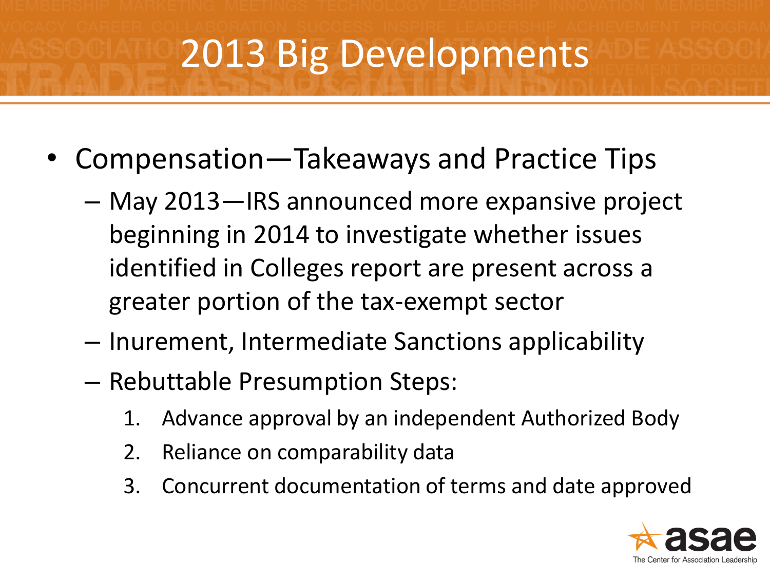# 2013 Big Developments

- Compensation—Takeaways and Practice Tips
  - May 2013—IRS announced more expansive project beginning in 2014 to investigate whether issues identified in Colleges report are present across a greater portion of the tax-exempt sector
  - Inurement, Intermediate Sanctions applicability
  - Rebuttable Presumption Steps:
    1. Advance approval by an independent Authorized Body
    2. Reliance on comparability data
    3. Concurrent documentation of terms and date approved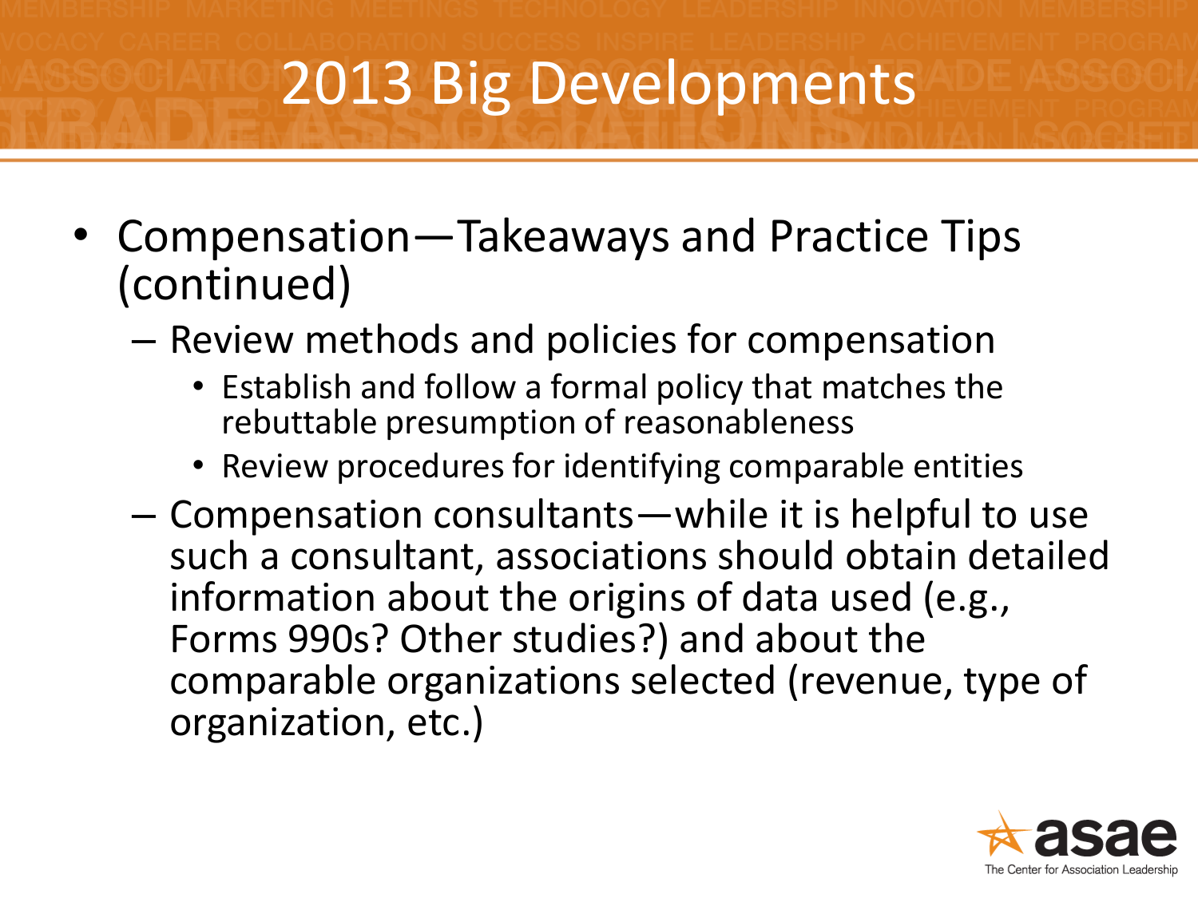# 2013 Big Developments

- Compensation—Takeaways and Practice Tips (continued)
  - Review methods and policies for compensation
    - Establish and follow a formal policy that matches the rebuttable presumption of reasonableness
    - Review procedures for identifying comparable entities
  - Compensation consultants—while it is helpful to use such a consultant, associations should obtain detailed information about the origins of data used (e.g., Forms 990s? Other studies?) and about the comparable organizations selected (revenue, type of organization, etc.)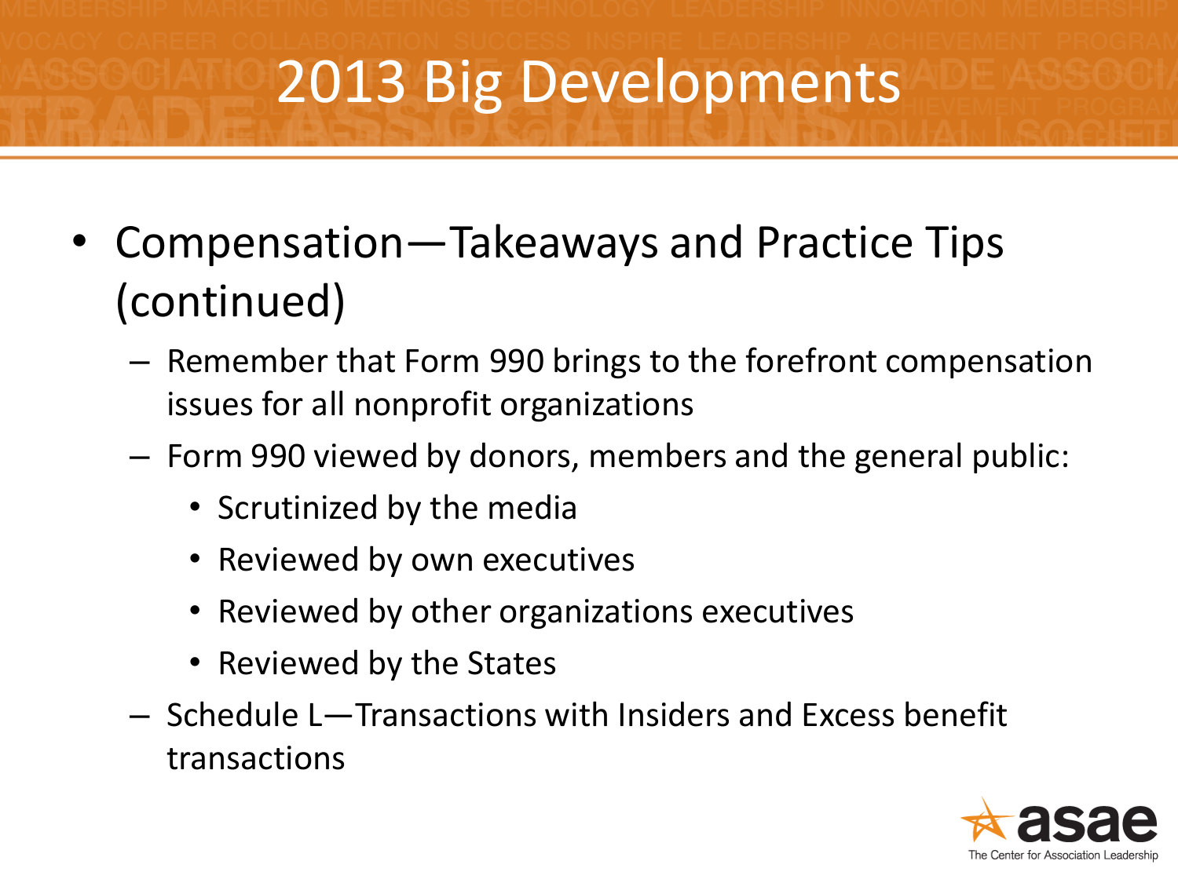# 2013 Big Developments

- Compensation—Takeaways and Practice Tips (continued)
  - Remember that Form 990 brings to the forefront compensation issues for all nonprofit organizations
  - Form 990 viewed by donors, members and the general public:
    - Scrutinized by the media
    - Reviewed by own executives
    - Reviewed by other organizations executives
    - Reviewed by the States
  - Schedule L—Transactions with Insiders and Excess benefit transactions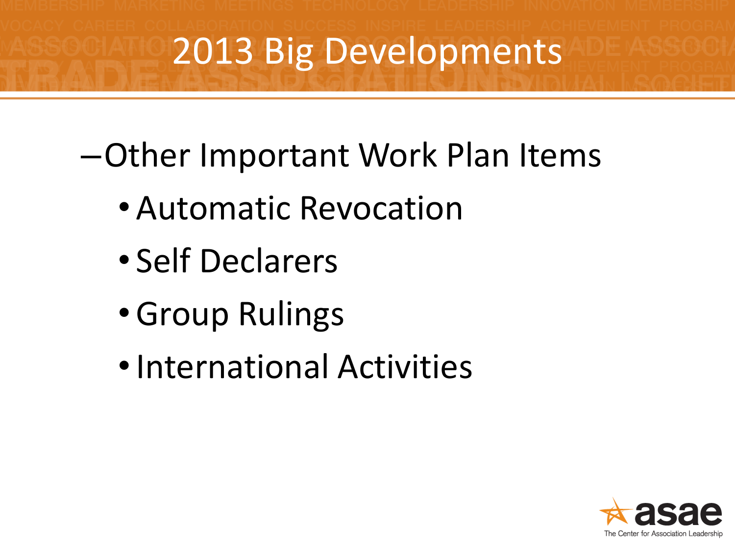# 2013 Big Developments

– Other Important Work Plan Items
  - Automatic Revocation
  - Self Declarers
  - Group Rulings
  - International Activities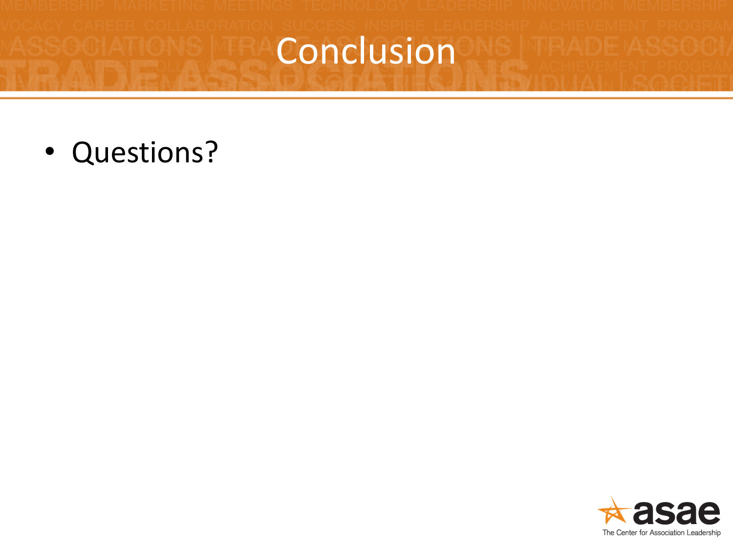# Conclusion

- Questions?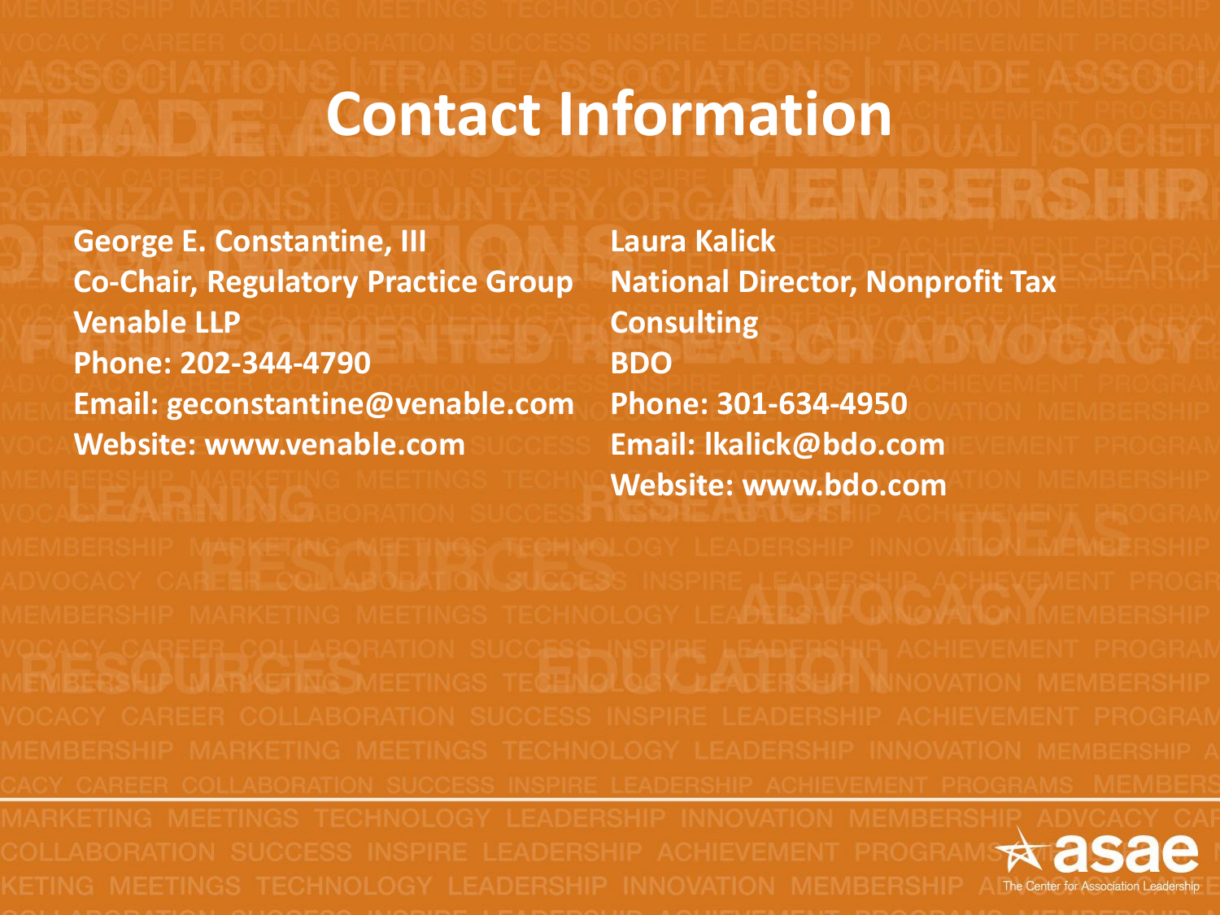# Contact Information

**George E. Constantine, III**
**Co-Chair, Regulatory Practice Group**
**Venable LLP**
**Phone: 202-344-4790**
**Email: geconstantine@venable.com**
**Website: www.venable.com**

**Laura Kalick**
**National Director, Nonprofit Tax Consulting**
**BDO**
**Phone: 301-634-4950**
**Email: lkalick@bdo.com**
**Website: www.bdo.com**